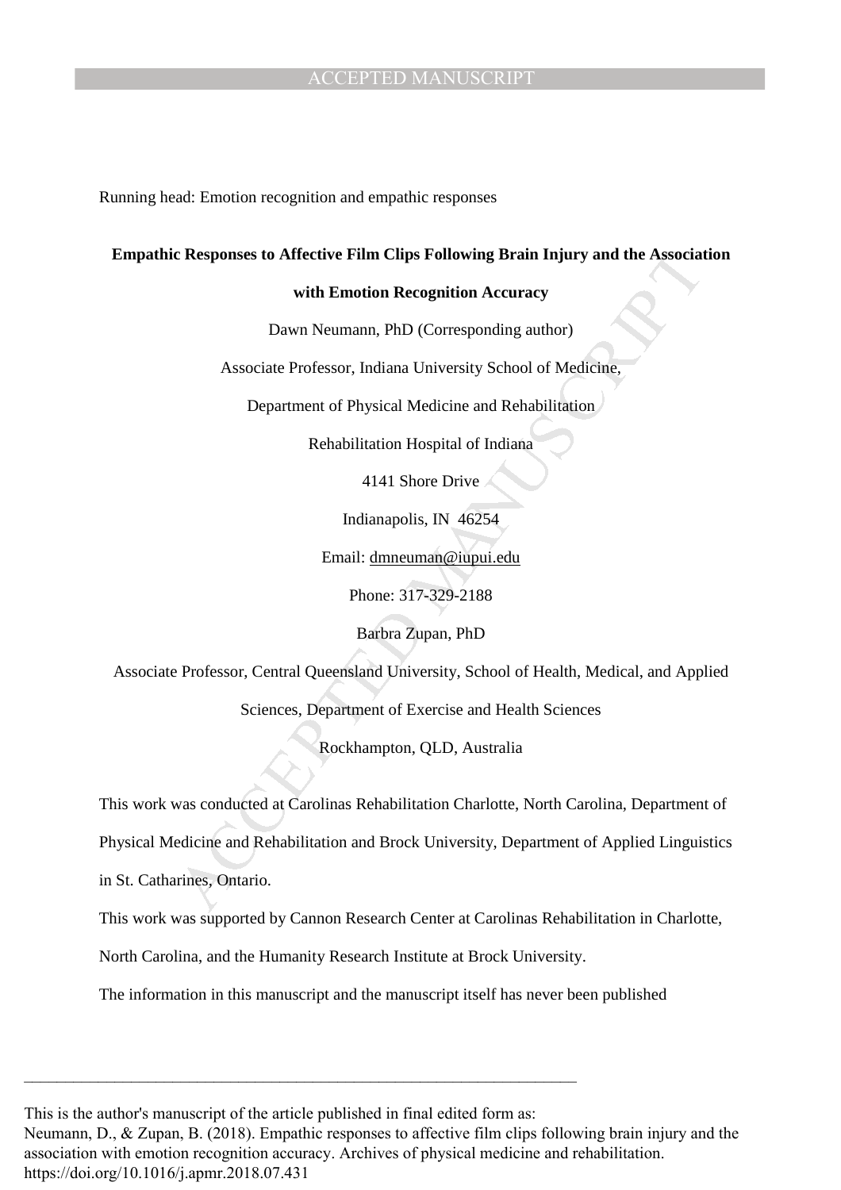Running head: Emotion recognition and empathic responses

**Empathic Responses to Affective Film Clips Following Brain Injury and the Association with Emotion Recognition Accuracy**

Dawn Neumann, PhD (Corresponding author)

Associate Professor, Indiana University School of Medicine,

Department of Physical Medicine and Rehabilitation

Rehabilitation Hospital of Indiana

4141 Shore Drive

Indianapolis, IN 46254

Email: dmneuman@iupui.edu

Phone: 317-329-2188

Barbra Zupan, PhD

Associate Professor, Central Queensland University, School of Health, Medical, and Applied Sciences, Department of Exercise and Health Sciences

Rockhampton, QLD, Australia

This work was conducted at Carolinas Rehabilitation Charlotte, North Carolina, Department of Physical Medicine and Rehabilitation and Brock University, Department of Applied Linguistics in St. Catharines, Ontario.

This work was supported by Cannon Research Center at Carolinas Rehabilitation in Charlotte, North Carolina, and the Humanity Research Institute at Brock University.

The information in this manuscript and the manuscript itself has never been published

---

This is the author's manuscript of the article published in final edited form as:
Neumann, D., & Zupan, B. (2018). Empathic responses to affective film clips following brain injury and the association with emotion recognition accuracy. Archives of physical medicine and rehabilitation. https://doi.org/10.1016/j.apmr.2018.07.431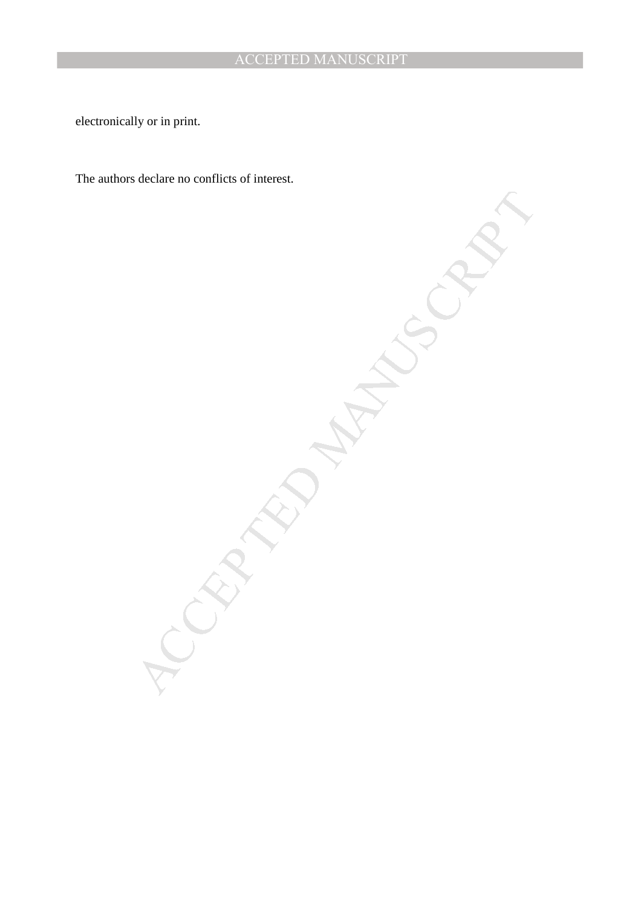electronically or in print.

The authors declare no conflicts of interest.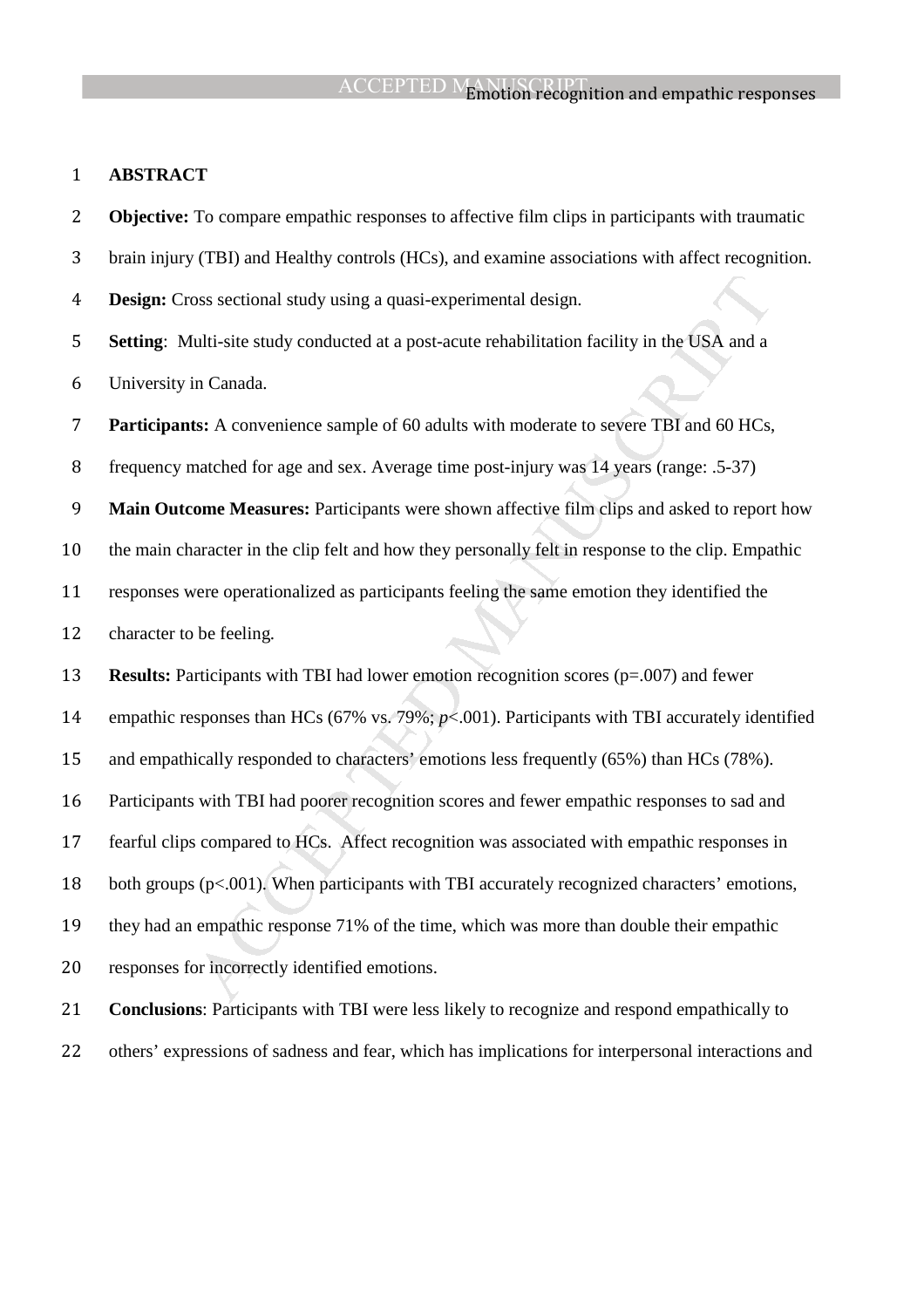# ABSTRACT

**Objective:** To compare empathic responses to affective film clips in participants with traumatic brain injury (TBI) and Healthy controls (HCs), and examine associations with affect recognition.

**Design:** Cross sectional study using a quasi-experimental design.

**Setting**: Multi-site study conducted at a post-acute rehabilitation facility in the USA and a University in Canada.

**Participants:** A convenience sample of 60 adults with moderate to severe TBI and 60 HCs, frequency matched for age and sex. Average time post-injury was 14 years (range: .5-37)

**Main Outcome Measures:** Participants were shown affective film clips and asked to report how the main character in the clip felt and how they personally felt in response to the clip. Empathic responses were operationalized as participants feeling the same emotion they identified the character to be feeling.

**Results:** Participants with TBI had lower emotion recognition scores ($p$=.007) and fewer empathic responses than HCs (67% vs. 79%; $p$<.001). Participants with TBI accurately identified and empathically responded to characters' emotions less frequently (65%) than HCs (78%). Participants with TBI had poorer recognition scores and fewer empathic responses to sad and fearful clips compared to HCs. Affect recognition was associated with empathic responses in both groups ($p$<.001). When participants with TBI accurately recognized characters' emotions, they had an empathic response 71% of the time, which was more than double their empathic responses for incorrectly identified emotions.

**Conclusions**: Participants with TBI were less likely to recognize and respond empathically to others' expressions of sadness and fear, which has implications for interpersonal interactions and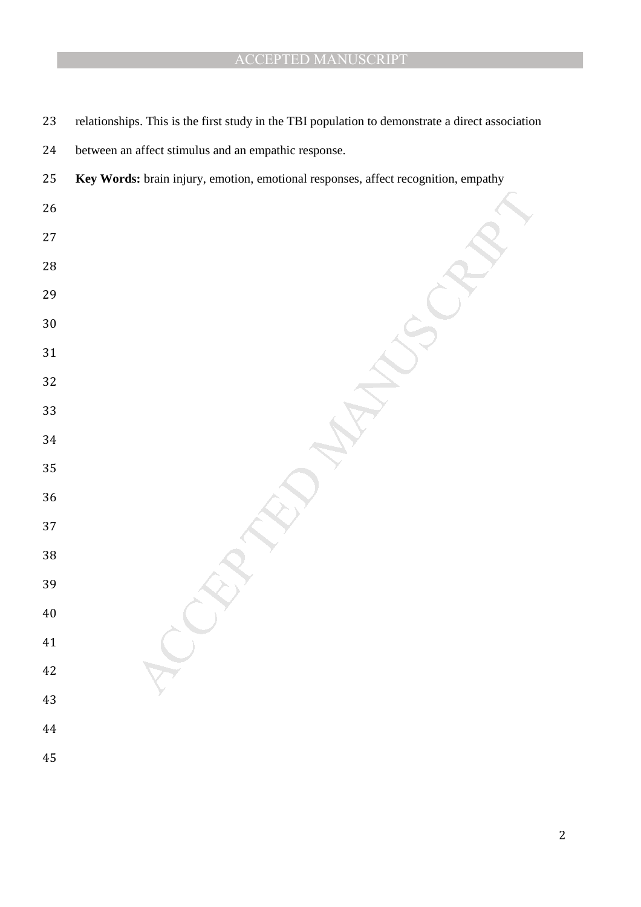relationships. This is the first study in the TBI population to demonstrate a direct association between an affect stimulus and an empathic response.

**Key Words:** brain injury, emotion, emotional responses, affect recognition, empathy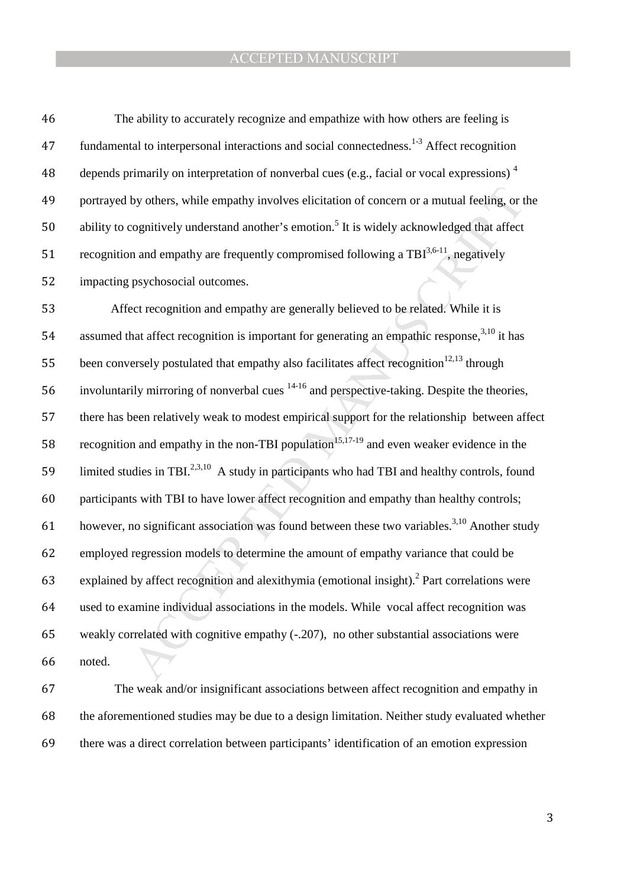The ability to accurately recognize and empathize with how others are feeling is fundamental to interpersonal interactions and social connectedness.[1-3] Affect recognition depends primarily on interpretation of nonverbal cues (e.g., facial or vocal expressions) [4] portrayed by others, while empathy involves elicitation of concern or a mutual feeling, or the ability to cognitively understand another's emotion.[5] It is widely acknowledged that affect recognition and empathy are frequently compromised following a TBI[3,6-11], negatively impacting psychosocial outcomes.

Affect recognition and empathy are generally believed to be related. While it is assumed that affect recognition is important for generating an empathic response,[3,10] it has been conversely postulated that empathy also facilitates affect recognition[12,13] through involuntarily mirroring of nonverbal cues [14-16] and perspective-taking. Despite the theories, there has been relatively weak to modest empirical support for the relationship between affect recognition and empathy in the non-TBI population[15,17-19] and even weaker evidence in the limited studies in TBI.[2,3,10] A study in participants who had TBI and healthy controls, found participants with TBI to have lower affect recognition and empathy than healthy controls; however, no significant association was found between these two variables.[3,10] Another study employed regression models to determine the amount of empathy variance that could be explained by affect recognition and alexithymia (emotional insight).[2] Part correlations were used to examine individual associations in the models. While vocal affect recognition was weakly correlated with cognitive empathy (-.207), no other substantial associations were noted.

The weak and/or insignificant associations between affect recognition and empathy in the aforementioned studies may be due to a design limitation. Neither study evaluated whether there was a direct correlation between participants' identification of an emotion expression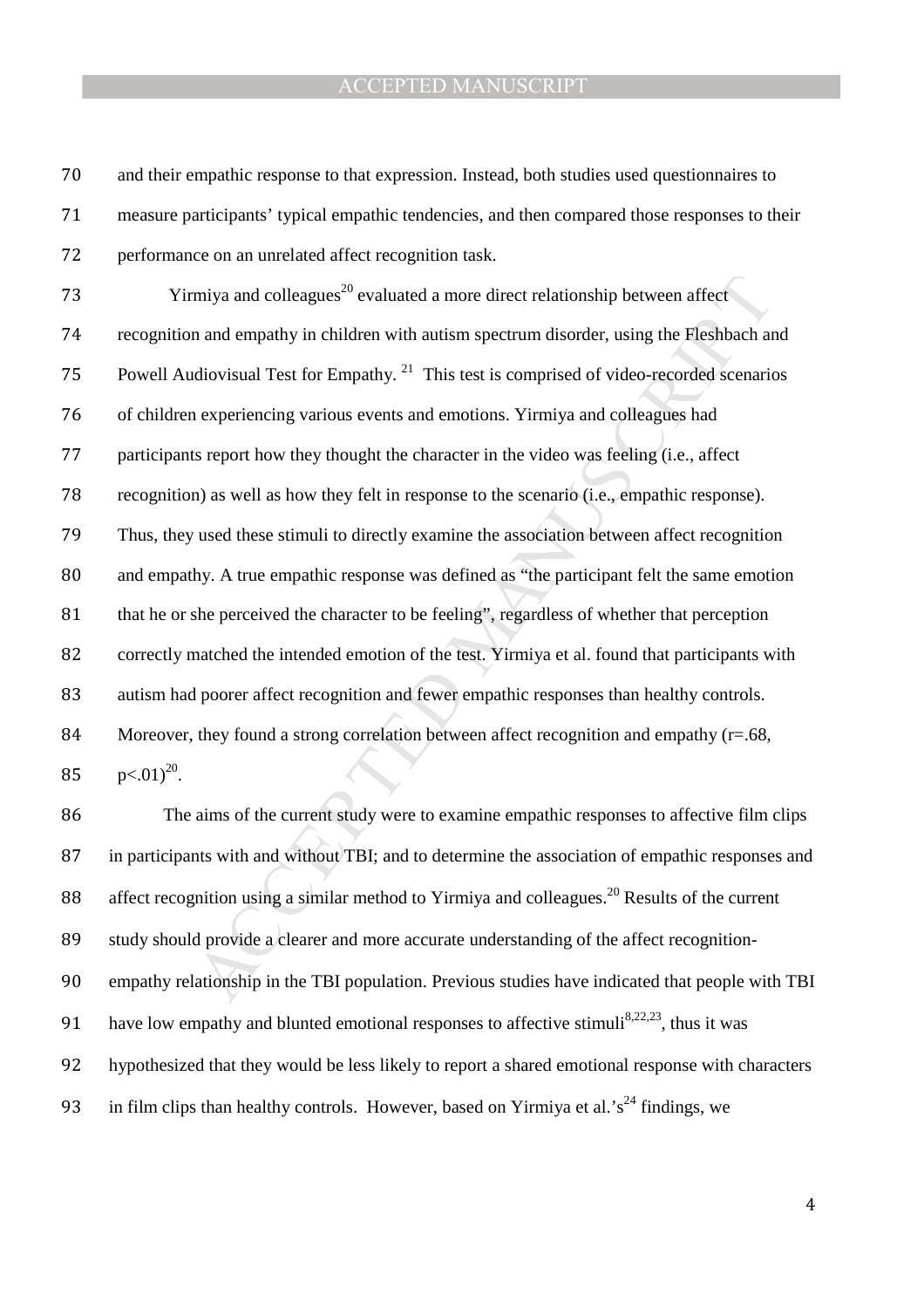and their empathic response to that expression. Instead, both studies used questionnaires to measure participants' typical empathic tendencies, and then compared those responses to their performance on an unrelated affect recognition task.

Yirmiya and colleagues[20] evaluated a more direct relationship between affect recognition and empathy in children with autism spectrum disorder, using the Fleshbach and Powell Audiovisual Test for Empathy. [21] This test is comprised of video-recorded scenarios of children experiencing various events and emotions. Yirmiya and colleagues had participants report how they thought the character in the video was feeling (i.e., affect recognition) as well as how they felt in response to the scenario (i.e., empathic response). Thus, they used these stimuli to directly examine the association between affect recognition and empathy. A true empathic response was defined as "the participant felt the same emotion that he or she perceived the character to be feeling", regardless of whether that perception correctly matched the intended emotion of the test. Yirmiya et al. found that participants with autism had poorer affect recognition and fewer empathic responses than healthy controls. Moreover, they found a strong correlation between affect recognition and empathy ($r=.68$, $p<.01$)[20].

The aims of the current study were to examine empathic responses to affective film clips in participants with and without TBI; and to determine the association of empathic responses and affect recognition using a similar method to Yirmiya and colleagues.[20] Results of the current study should provide a clearer and more accurate understanding of the affect recognition-empathy relationship in the TBI population. Previous studies have indicated that people with TBI have low empathy and blunted emotional responses to affective stimuli[8,22,23], thus it was hypothesized that they would be less likely to report a shared emotional response with characters in film clips than healthy controls. However, based on Yirmiya et al.'s[24] findings, we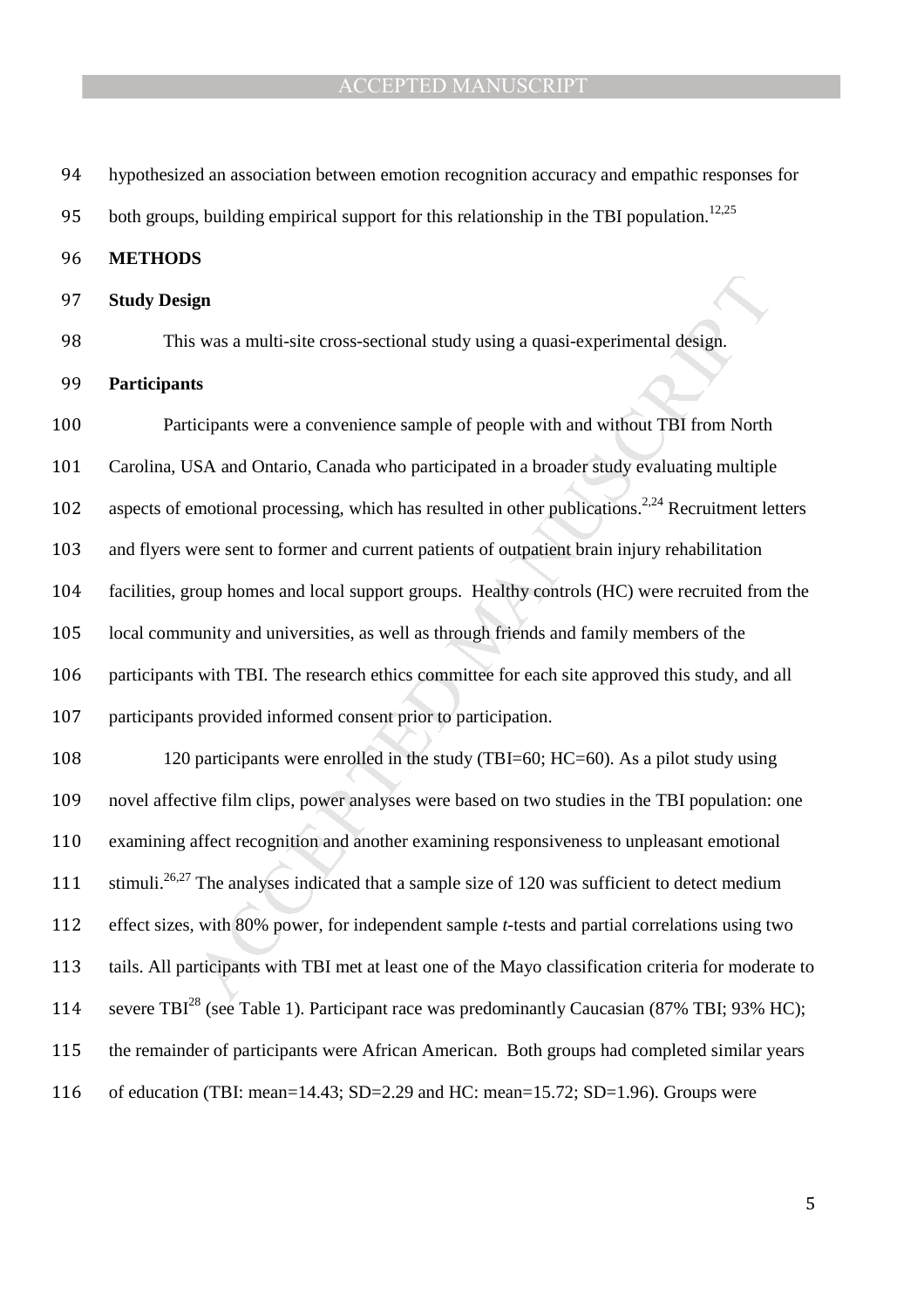hypothesized an association between emotion recognition accuracy and empathic responses for both groups, building empirical support for this relationship in the TBI population.[12,25]

## METHODS

### Study Design

This was a multi-site cross-sectional study using a quasi-experimental design.

### Participants

Participants were a convenience sample of people with and without TBI from North Carolina, USA and Ontario, Canada who participated in a broader study evaluating multiple aspects of emotional processing, which has resulted in other publications.[2,24] Recruitment letters and flyers were sent to former and current patients of outpatient brain injury rehabilitation facilities, group homes and local support groups. Healthy controls (HC) were recruited from the local community and universities, as well as through friends and family members of the participants with TBI. The research ethics committee for each site approved this study, and all participants provided informed consent prior to participation.

120 participants were enrolled in the study (TBI=60; HC=60). As a pilot study using novel affective film clips, power analyses were based on two studies in the TBI population: one examining affect recognition and another examining responsiveness to unpleasant emotional stimuli.[26,27] The analyses indicated that a sample size of 120 was sufficient to detect medium effect sizes, with 80% power, for independent sample *t*-tests and partial correlations using two tails. All participants with TBI met at least one of the Mayo classification criteria for moderate to severe TBI[28] (see Table 1). Participant race was predominantly Caucasian (87% TBI; 93% HC); the remainder of participants were African American. Both groups had completed similar years of education (TBI: mean=14.43; SD=2.29 and HC: mean=15.72; SD=1.96). Groups were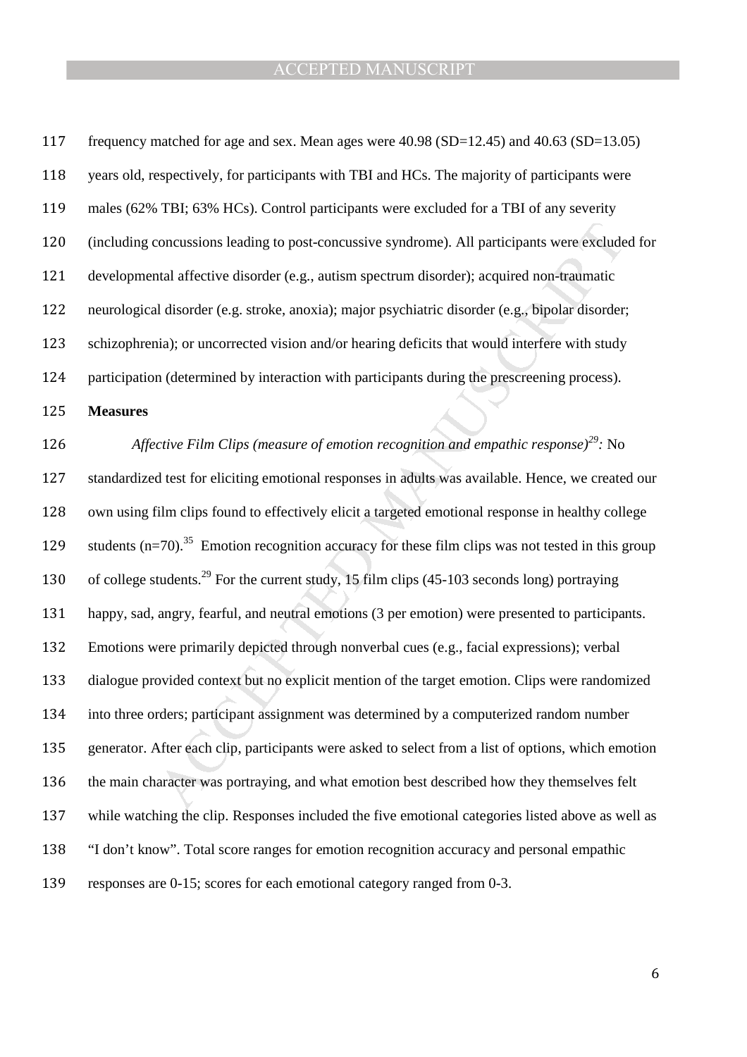frequency matched for age and sex. Mean ages were 40.98 (SD=12.45) and 40.63 (SD=13.05) years old, respectively, for participants with TBI and HCs. The majority of participants were males (62% TBI; 63% HCs). Control participants were excluded for a TBI of any severity (including concussions leading to post-concussive syndrome). All participants were excluded for developmental affective disorder (e.g., autism spectrum disorder); acquired non-traumatic neurological disorder (e.g. stroke, anoxia); major psychiatric disorder (e.g., bipolar disorder; schizophrenia); or uncorrected vision and/or hearing deficits that would interfere with study participation (determined by interaction with participants during the prescreening process).

**Measures**

*Affective Film Clips (measure of emotion recognition and empathic response)*[29]*:* No standardized test for eliciting emotional responses in adults was available. Hence, we created our own using film clips found to effectively elicit a targeted emotional response in healthy college students (n=70).[35] Emotion recognition accuracy for these film clips was not tested in this group of college students.[29] For the current study, 15 film clips (45-103 seconds long) portraying happy, sad, angry, fearful, and neutral emotions (3 per emotion) were presented to participants. Emotions were primarily depicted through nonverbal cues (e.g., facial expressions); verbal dialogue provided context but no explicit mention of the target emotion. Clips were randomized into three orders; participant assignment was determined by a computerized random number generator. After each clip, participants were asked to select from a list of options, which emotion the main character was portraying, and what emotion best described how they themselves felt while watching the clip. Responses included the five emotional categories listed above as well as "I don't know". Total score ranges for emotion recognition accuracy and personal empathic responses are 0-15; scores for each emotional category ranged from 0-3.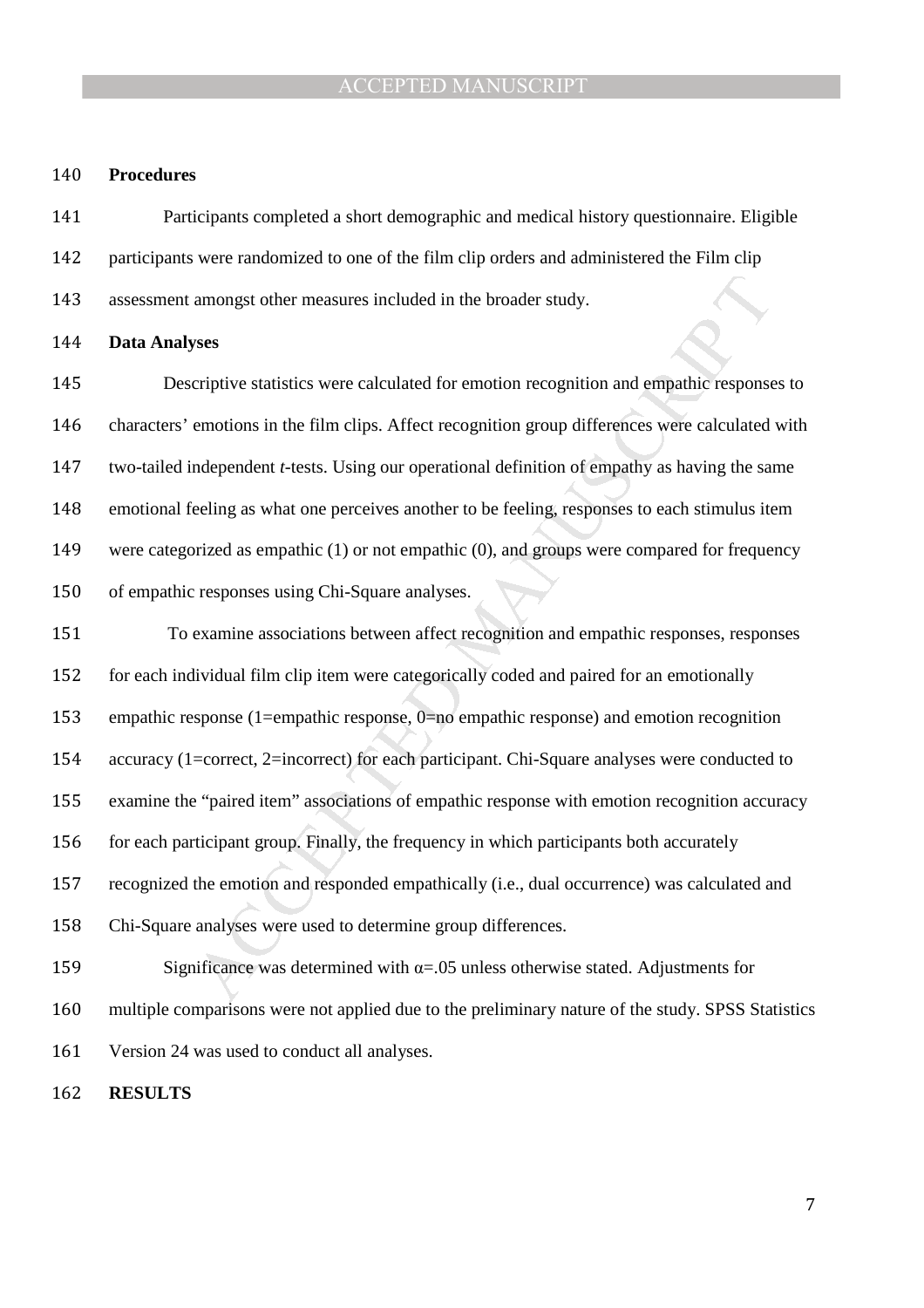**Procedures**

Participants completed a short demographic and medical history questionnaire. Eligible participants were randomized to one of the film clip orders and administered the Film clip assessment amongst other measures included in the broader study.

**Data Analyses**

Descriptive statistics were calculated for emotion recognition and empathic responses to characters' emotions in the film clips. Affect recognition group differences were calculated with two-tailed independent *t*-tests. Using our operational definition of empathy as having the same emotional feeling as what one perceives another to be feeling, responses to each stimulus item were categorized as empathic (1) or not empathic (0), and groups were compared for frequency of empathic responses using Chi-Square analyses.

To examine associations between affect recognition and empathic responses, responses for each individual film clip item were categorically coded and paired for an emotionally empathic response (1=empathic response, 0=no empathic response) and emotion recognition accuracy (1=correct, 2=incorrect) for each participant. Chi-Square analyses were conducted to examine the "paired item" associations of empathic response with emotion recognition accuracy for each participant group. Finally, the frequency in which participants both accurately recognized the emotion and responded empathically (i.e., dual occurrence) was calculated and Chi-Square analyses were used to determine group differences.

Significance was determined with $\alpha$=.05 unless otherwise stated. Adjustments for multiple comparisons were not applied due to the preliminary nature of the study. SPSS Statistics Version 24 was used to conduct all analyses.

**RESULTS**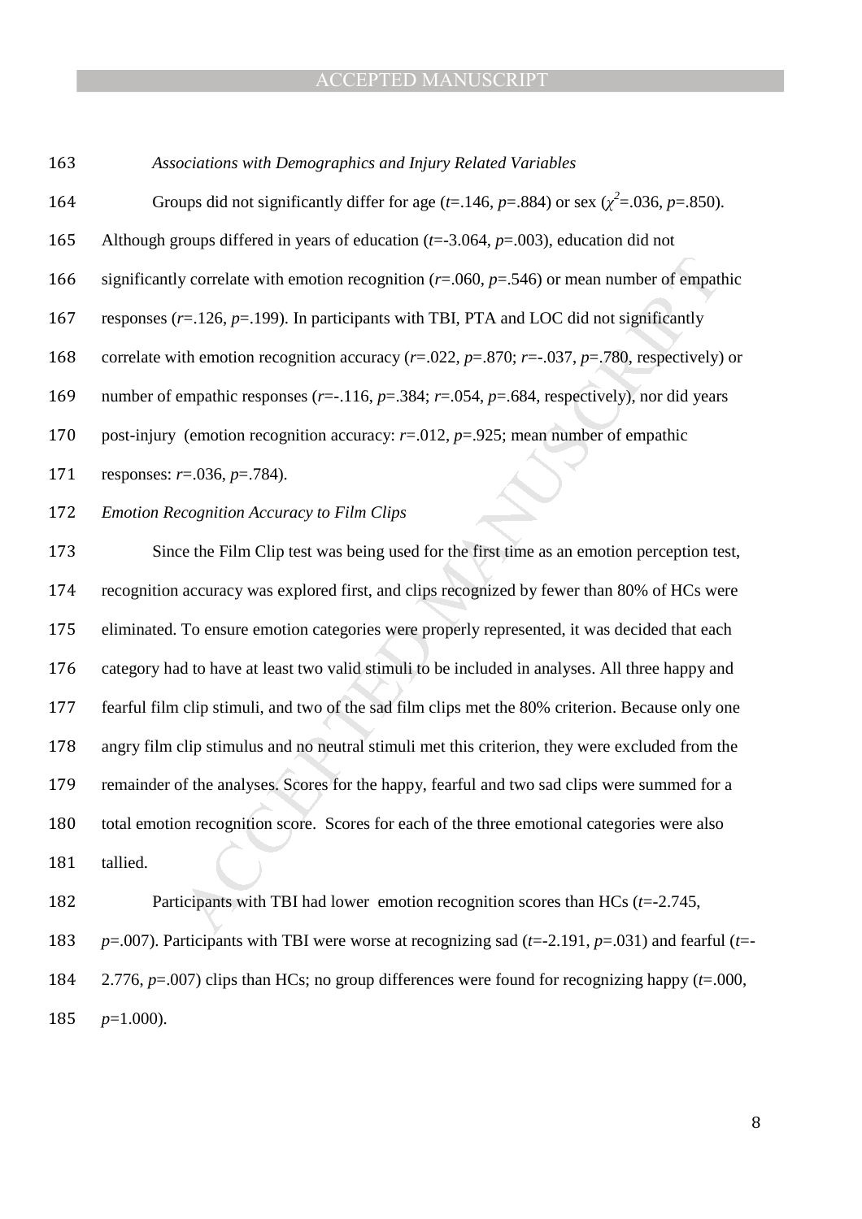*Associations with Demographics and Injury Related Variables*

Groups did not significantly differ for age ($t$=.146, $p$=.884) or sex ($\chi^2$=.036, $p$=.850). Although groups differed in years of education ($t$=-3.064, $p$=.003), education did not significantly correlate with emotion recognition ($r$=.060, $p$=.546) or mean number of empathic responses ($r$=.126, $p$=.199). In participants with TBI, PTA and LOC did not significantly correlate with emotion recognition accuracy ($r$=.022, $p$=.870; $r$=-.037, $p$=.780, respectively) or number of empathic responses ($r$=-.116, $p$=.384; $r$=.054, $p$=.684, respectively), nor did years post-injury (emotion recognition accuracy: $r$=.012, $p$=.925; mean number of empathic responses: $r$=.036, $p$=.784).

*Emotion Recognition Accuracy to Film Clips*

Since the Film Clip test was being used for the first time as an emotion perception test, recognition accuracy was explored first, and clips recognized by fewer than 80% of HCs were eliminated. To ensure emotion categories were properly represented, it was decided that each category had to have at least two valid stimuli to be included in analyses. All three happy and fearful film clip stimuli, and two of the sad film clips met the 80% criterion. Because only one angry film clip stimulus and no neutral stimuli met this criterion, they were excluded from the remainder of the analyses. Scores for the happy, fearful and two sad clips were summed for a total emotion recognition score. Scores for each of the three emotional categories were also tallied.

Participants with TBI had lower emotion recognition scores than HCs ($t$=-2.745, $p$=.007). Participants with TBI were worse at recognizing sad ($t$=-2.191, $p$=.031) and fearful ($t$=-2.776, $p$=.007) clips than HCs; no group differences were found for recognizing happy ($t$=.000, $p$=1.000).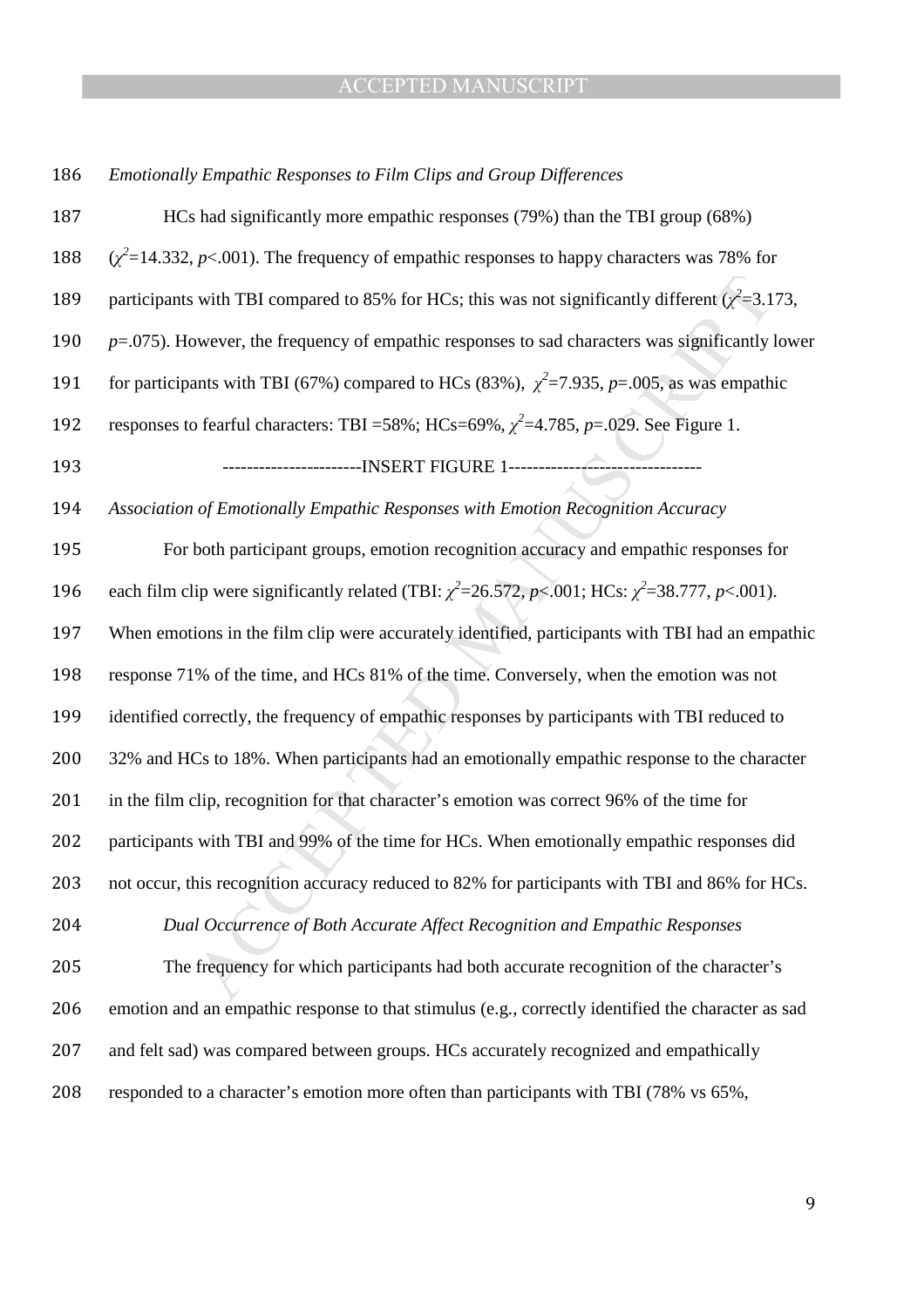*Emotionally Empathic Responses to Film Clips and Group Differences*

HCs had significantly more empathic responses (79%) than the TBI group (68%) ($\chi^2$=14.332, $p$<.001). The frequency of empathic responses to happy characters was 78% for participants with TBI compared to 85% for HCs; this was not significantly different ($\chi^2$=3.173, $p$=.075). However, the frequency of empathic responses to sad characters was significantly lower for participants with TBI (67%) compared to HCs (83%), $\chi^2$=7.935, $p$=.005, as was empathic responses to fearful characters: TBI =58%; HCs=69%, $\chi^2$=4.785, $p$=.029. See Figure 1.

----------------------INSERT FIGURE 1-------------------------------

*Association of Emotionally Empathic Responses with Emotion Recognition Accuracy*

For both participant groups, emotion recognition accuracy and empathic responses for each film clip were significantly related (TBI: $\chi^2$=26.572, $p$<.001; HCs: $\chi^2$=38.777, $p$<.001). When emotions in the film clip were accurately identified, participants with TBI had an empathic response 71% of the time, and HCs 81% of the time. Conversely, when the emotion was not identified correctly, the frequency of empathic responses by participants with TBI reduced to 32% and HCs to 18%. When participants had an emotionally empathic response to the character in the film clip, recognition for that character's emotion was correct 96% of the time for participants with TBI and 99% of the time for HCs. When emotionally empathic responses did not occur, this recognition accuracy reduced to 82% for participants with TBI and 86% for HCs.

*Dual Occurrence of Both Accurate Affect Recognition and Empathic Responses*

The frequency for which participants had both accurate recognition of the character's emotion and an empathic response to that stimulus (e.g., correctly identified the character as sad and felt sad) was compared between groups. HCs accurately recognized and empathically responded to a character's emotion more often than participants with TBI (78% vs 65%,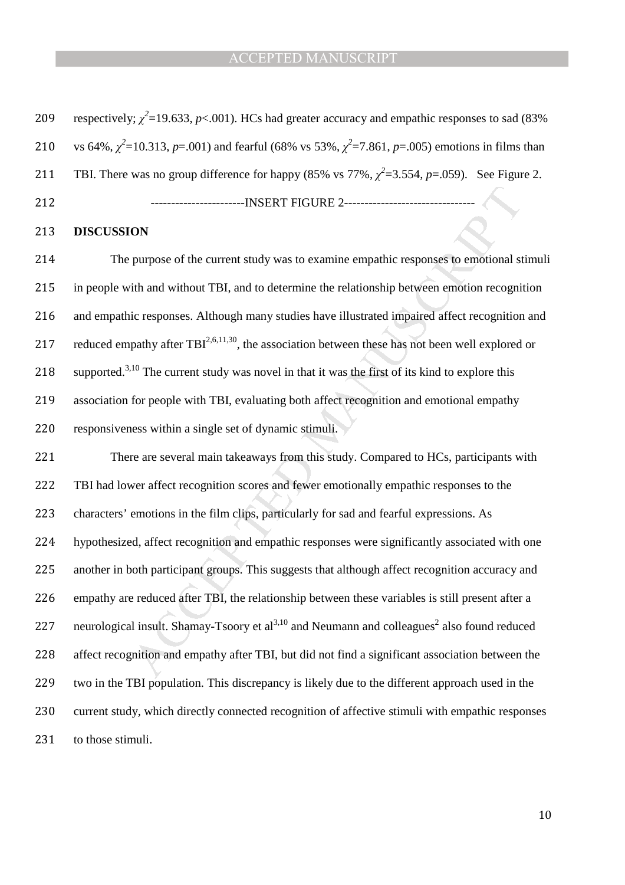respectively; $\chi^2$=19.633, $p$<.001). HCs had greater accuracy and empathic responses to sad (83% vs 64%, $\chi^2$=10.313, $p$=.001) and fearful (68% vs 53%, $\chi^2$=7.861, $p$=.005) emotions in films than TBI. There was no group difference for happy (85% vs 77%, $\chi^2$=3.554, $p$=.059). See Figure 2.

-----------------------INSERT FIGURE 2--------------------------------

## DISCUSSION

The purpose of the current study was to examine empathic responses to emotional stimuli in people with and without TBI, and to determine the relationship between emotion recognition and empathic responses. Although many studies have illustrated impaired affect recognition and reduced empathy after TBI[2,6,11,30], the association between these has not been well explored or supported.[3,10] The current study was novel in that it was the first of its kind to explore this association for people with TBI, evaluating both affect recognition and emotional empathy responsiveness within a single set of dynamic stimuli.

There are several main takeaways from this study. Compared to HCs, participants with TBI had lower affect recognition scores and fewer emotionally empathic responses to the characters' emotions in the film clips, particularly for sad and fearful expressions. As hypothesized, affect recognition and empathic responses were significantly associated with one another in both participant groups. This suggests that although affect recognition accuracy and empathy are reduced after TBI, the relationship between these variables is still present after a neurological insult. Shamay-Tsoory et al[3,10] and Neumann and colleagues[2] also found reduced affect recognition and empathy after TBI, but did not find a significant association between the two in the TBI population. This discrepancy is likely due to the different approach used in the current study, which directly connected recognition of affective stimuli with empathic responses to those stimuli.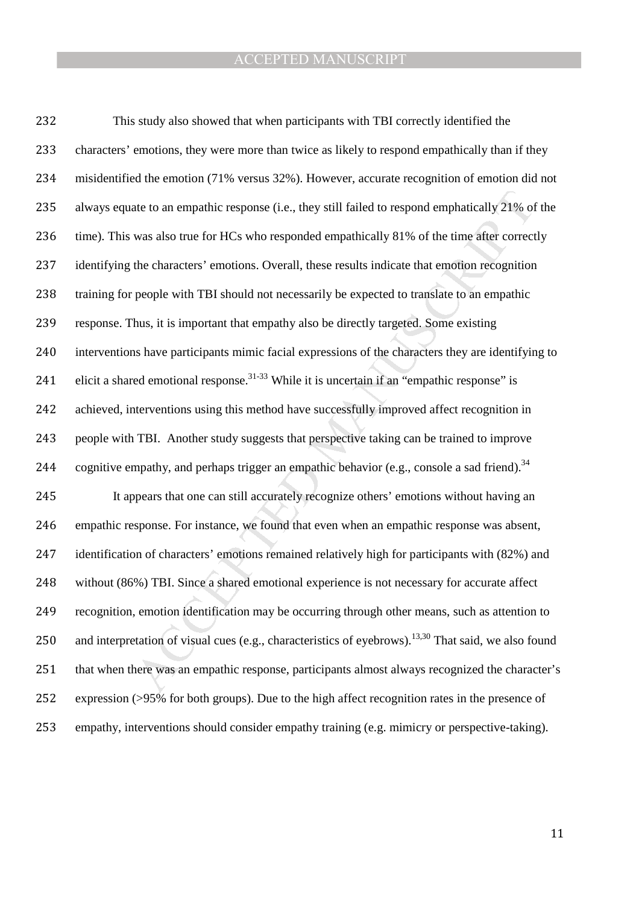This study also showed that when participants with TBI correctly identified the characters' emotions, they were more than twice as likely to respond empathically than if they misidentified the emotion (71% versus 32%). However, accurate recognition of emotion did not always equate to an empathic response (i.e., they still failed to respond emphatically 21% of the time). This was also true for HCs who responded empathically 81% of the time after correctly identifying the characters' emotions. Overall, these results indicate that emotion recognition training for people with TBI should not necessarily be expected to translate to an empathic response. Thus, it is important that empathy also be directly targeted. Some existing interventions have participants mimic facial expressions of the characters they are identifying to elicit a shared emotional response.[31-33] While it is uncertain if an "empathic response" is achieved, interventions using this method have successfully improved affect recognition in people with TBI. Another study suggests that perspective taking can be trained to improve cognitive empathy, and perhaps trigger an empathic behavior (e.g., console a sad friend).[34]

It appears that one can still accurately recognize others' emotions without having an empathic response. For instance, we found that even when an empathic response was absent, identification of characters' emotions remained relatively high for participants with (82%) and without (86%) TBI. Since a shared emotional experience is not necessary for accurate affect recognition, emotion identification may be occurring through other means, such as attention to and interpretation of visual cues (e.g., characteristics of eyebrows).[13,30] That said, we also found that when there was an empathic response, participants almost always recognized the character's expression (>95% for both groups). Due to the high affect recognition rates in the presence of empathy, interventions should consider empathy training (e.g. mimicry or perspective-taking).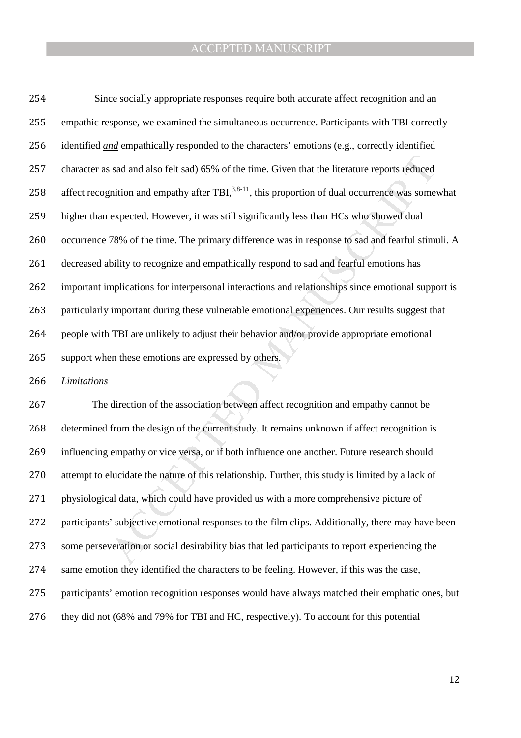Since socially appropriate responses require both accurate affect recognition and an empathic response, we examined the simultaneous occurrence. Participants with TBI correctly identified *and* empathically responded to the characters' emotions (e.g., correctly identified character as sad and also felt sad) 65% of the time. Given that the literature reports reduced affect recognition and empathy after TBI,[3,8-11], this proportion of dual occurrence was somewhat higher than expected. However, it was still significantly less than HCs who showed dual occurrence 78% of the time. The primary difference was in response to sad and fearful stimuli. A decreased ability to recognize and empathically respond to sad and fearful emotions has important implications for interpersonal interactions and relationships since emotional support is particularly important during these vulnerable emotional experiences. Our results suggest that people with TBI are unlikely to adjust their behavior and/or provide appropriate emotional support when these emotions are expressed by others.

*Limitations*

The direction of the association between affect recognition and empathy cannot be determined from the design of the current study. It remains unknown if affect recognition is influencing empathy or vice versa, or if both influence one another. Future research should attempt to elucidate the nature of this relationship. Further, this study is limited by a lack of physiological data, which could have provided us with a more comprehensive picture of participants' subjective emotional responses to the film clips. Additionally, there may have been some perseveration or social desirability bias that led participants to report experiencing the same emotion they identified the characters to be feeling. However, if this was the case, participants' emotion recognition responses would have always matched their emphatic ones, but they did not (68% and 79% for TBI and HC, respectively). To account for this potential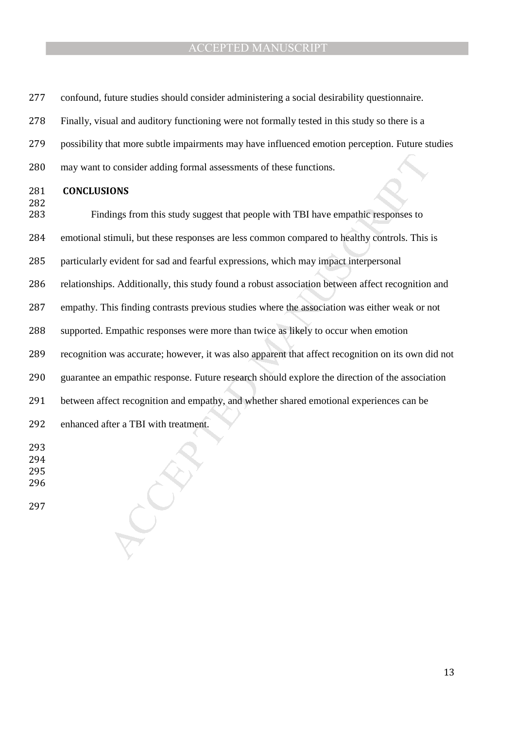confound, future studies should consider administering a social desirability questionnaire. Finally, visual and auditory functioning were not formally tested in this study so there is a possibility that more subtle impairments may have influenced emotion perception. Future studies may want to consider adding formal assessments of these functions.

## CONCLUSIONS

Findings from this study suggest that people with TBI have empathic responses to emotional stimuli, but these responses are less common compared to healthy controls. This is particularly evident for sad and fearful expressions, which may impact interpersonal relationships. Additionally, this study found a robust association between affect recognition and empathy. This finding contrasts previous studies where the association was either weak or not supported. Empathic responses were more than twice as likely to occur when emotion recognition was accurate; however, it was also apparent that affect recognition on its own did not guarantee an empathic response. Future research should explore the direction of the association between affect recognition and empathy, and whether shared emotional experiences can be enhanced after a TBI with treatment.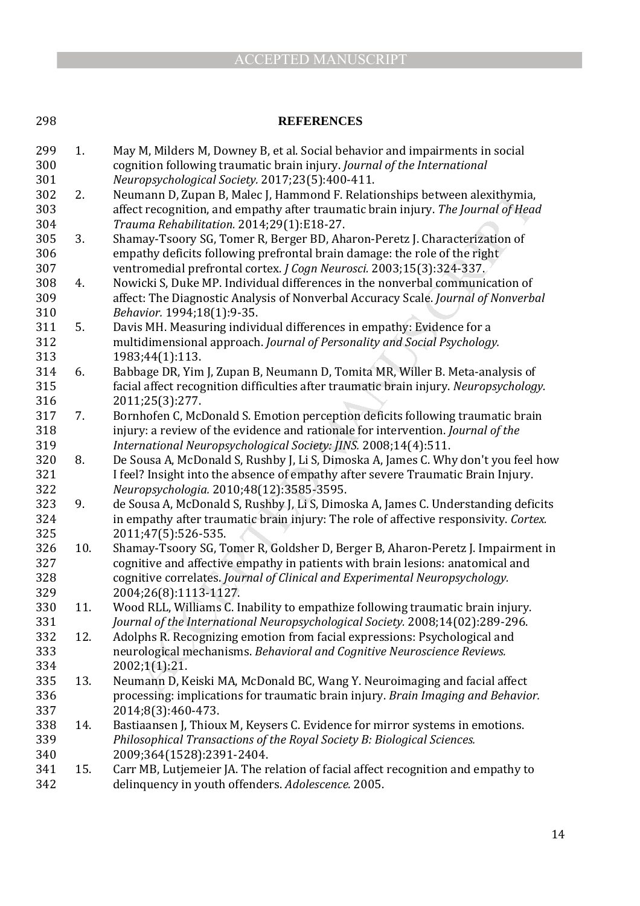## REFERENCES

1. May M, Milders M, Downey B, et al. Social behavior and impairments in social cognition following traumatic brain injury. *Journal of the International Neuropsychological Society.* 2017;23(5):400-411.
2. Neumann D, Zupan B, Malec J, Hammond F. Relationships between alexithymia, affect recognition, and empathy after traumatic brain injury. *The Journal of Head Trauma Rehabilitation.* 2014;29(1):E18-27.
3. Shamay-Tsoory SG, Tomer R, Berger BD, Aharon-Peretz J. Characterization of empathy deficits following prefrontal brain damage: the role of the right ventromedial prefrontal cortex. *J Cogn Neurosci.* 2003;15(3):324-337.
4. Nowicki S, Duke MP. Individual differences in the nonverbal communication of affect: The Diagnostic Analysis of Nonverbal Accuracy Scale. *Journal of Nonverbal Behavior.* 1994;18(1):9-35.
5. Davis MH. Measuring individual differences in empathy: Evidence for a multidimensional approach. *Journal of Personality and Social Psychology.* 1983;44(1):113.
6. Babbage DR, Yim J, Zupan B, Neumann D, Tomita MR, Willer B. Meta-analysis of facial affect recognition difficulties after traumatic brain injury. *Neuropsychology.* 2011;25(3):277.
7. Bornhofen C, McDonald S. Emotion perception deficits following traumatic brain injury: a review of the evidence and rationale for intervention. *Journal of the International Neuropsychological Society: JINS.* 2008;14(4):511.
8. De Sousa A, McDonald S, Rushby J, Li S, Dimoska A, James C. Why don't you feel how I feel? Insight into the absence of empathy after severe Traumatic Brain Injury. *Neuropsychologia.* 2010;48(12):3585-3595.
9. de Sousa A, McDonald S, Rushby J, Li S, Dimoska A, James C. Understanding deficits in empathy after traumatic brain injury: The role of affective responsivity. *Cortex.* 2011;47(5):526-535.
10. Shamay-Tsoory SG, Tomer R, Goldsher D, Berger B, Aharon-Peretz J. Impairment in cognitive and affective empathy in patients with brain lesions: anatomical and cognitive correlates. *Journal of Clinical and Experimental Neuropsychology.* 2004;26(8):1113-1127.
11. Wood RLL, Williams C. Inability to empathize following traumatic brain injury. *Journal of the International Neuropsychological Society.* 2008;14(02):289-296.
12. Adolphs R. Recognizing emotion from facial expressions: Psychological and neurological mechanisms. *Behavioral and Cognitive Neuroscience Reviews.* 2002;1(1):21.
13. Neumann D, Keiski MA, McDonald BC, Wang Y. Neuroimaging and facial affect processing: implications for traumatic brain injury. *Brain Imaging and Behavior.* 2014;8(3):460-473.
14. Bastiaansen J, Thioux M, Keysers C. Evidence for mirror systems in emotions. *Philosophical Transactions of the Royal Society B: Biological Sciences.* 2009;364(1528):2391-2404.
15. Carr MB, Lutjemeier JA. The relation of facial affect recognition and empathy to delinquency in youth offenders. *Adolescence.* 2005.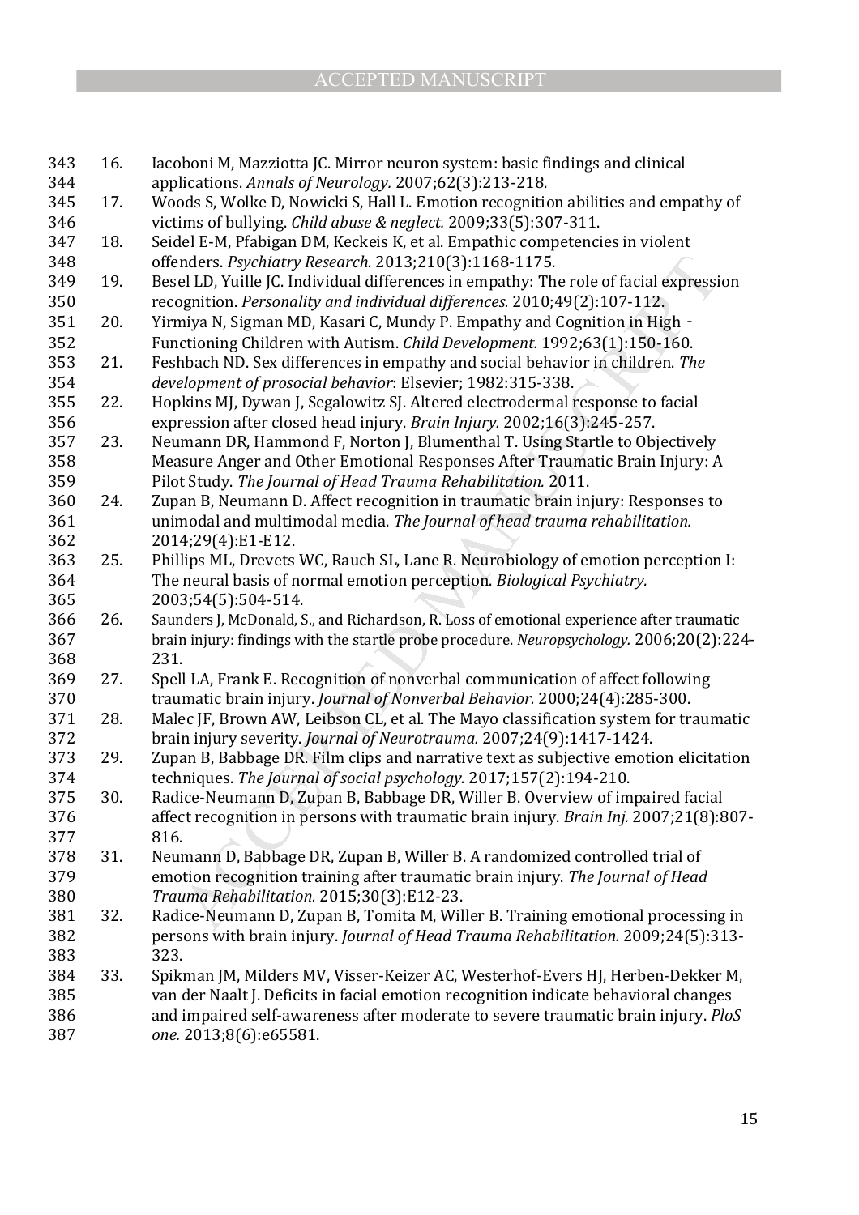16. Iacoboni M, Mazziotta JC. Mirror neuron system: basic findings and clinical applications. *Annals of Neurology.* 2007;62(3):213-218.
17. Woods S, Wolke D, Nowicki S, Hall L. Emotion recognition abilities and empathy of victims of bullying. *Child abuse & neglect.* 2009;33(5):307-311.
18. Seidel E-M, Pfabigan DM, Keckeis K, et al. Empathic competencies in violent offenders. *Psychiatry Research.* 2013;210(3):1168-1175.
19. Besel LD, Yuille JC. Individual differences in empathy: The role of facial expression recognition. *Personality and individual differences.* 2010;49(2):107-112.
20. Yirmiya N, Sigman MD, Kasari C, Mundy P. Empathy and Cognition in High‐Functioning Children with Autism. *Child Development.* 1992;63(1):150-160.
21. Feshbach ND. Sex differences in empathy and social behavior in children. *The development of prosocial behavior*: Elsevier; 1982:315-338.
22. Hopkins MJ, Dywan J, Segalowitz SJ. Altered electrodermal response to facial expression after closed head injury. *Brain Injury.* 2002;16(3):245-257.
23. Neumann DR, Hammond F, Norton J, Blumenthal T. Using Startle to Objectively Measure Anger and Other Emotional Responses After Traumatic Brain Injury: A Pilot Study. *The Journal of Head Trauma Rehabilitation.* 2011.
24. Zupan B, Neumann D. Affect recognition in traumatic brain injury: Responses to unimodal and multimodal media. *The Journal of head trauma rehabilitation.* 2014;29(4):E1-E12.
25. Phillips ML, Drevets WC, Rauch SL, Lane R. Neurobiology of emotion perception I: The neural basis of normal emotion perception. *Biological Psychiatry.* 2003;54(5):504-514.
26. Saunders J, McDonald, S., and Richardson, R. Loss of emotional experience after traumatic brain injury: findings with the startle probe procedure. *Neuropsychology.* 2006;20(2):224-231.
27. Spell LA, Frank E. Recognition of nonverbal communication of affect following traumatic brain injury. *Journal of Nonverbal Behavior.* 2000;24(4):285-300.
28. Malec JF, Brown AW, Leibson CL, et al. The Mayo classification system for traumatic brain injury severity. *Journal of Neurotrauma.* 2007;24(9):1417-1424.
29. Zupan B, Babbage DR. Film clips and narrative text as subjective emotion elicitation techniques. *The Journal of social psychology.* 2017;157(2):194-210.
30. Radice-Neumann D, Zupan B, Babbage DR, Willer B. Overview of impaired facial affect recognition in persons with traumatic brain injury. *Brain Inj.* 2007;21(8):807-816.
31. Neumann D, Babbage DR, Zupan B, Willer B. A randomized controlled trial of emotion recognition training after traumatic brain injury. *The Journal of Head Trauma Rehabilitation.* 2015;30(3):E12-23.
32. Radice-Neumann D, Zupan B, Tomita M, Willer B. Training emotional processing in persons with brain injury. *Journal of Head Trauma Rehabilitation.* 2009;24(5):313-323.
33. Spikman JM, Milders MV, Visser-Keizer AC, Westerhof-Evers HJ, Herben-Dekker M, van der Naalt J. Deficits in facial emotion recognition indicate behavioral changes and impaired self-awareness after moderate to severe traumatic brain injury. *PloS one.* 2013;8(6):e65581.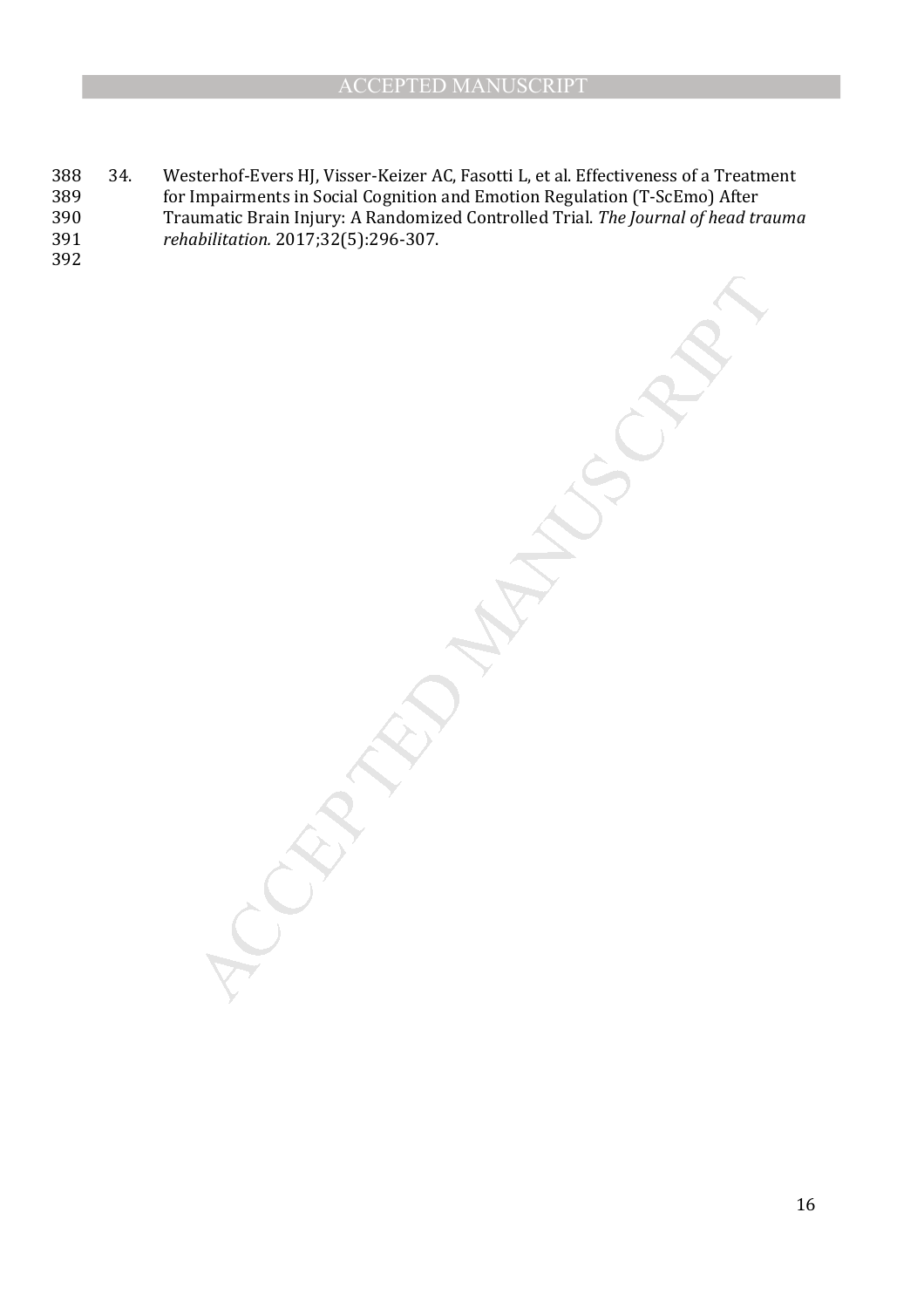34. Westerhof-Evers HJ, Visser-Keizer AC, Fasotti L, et al. Effectiveness of a Treatment for Impairments in Social Cognition and Emotion Regulation (T-ScEmo) After Traumatic Brain Injury: A Randomized Controlled Trial. *The Journal of head trauma rehabilitation.* 2017;32(5):296-307.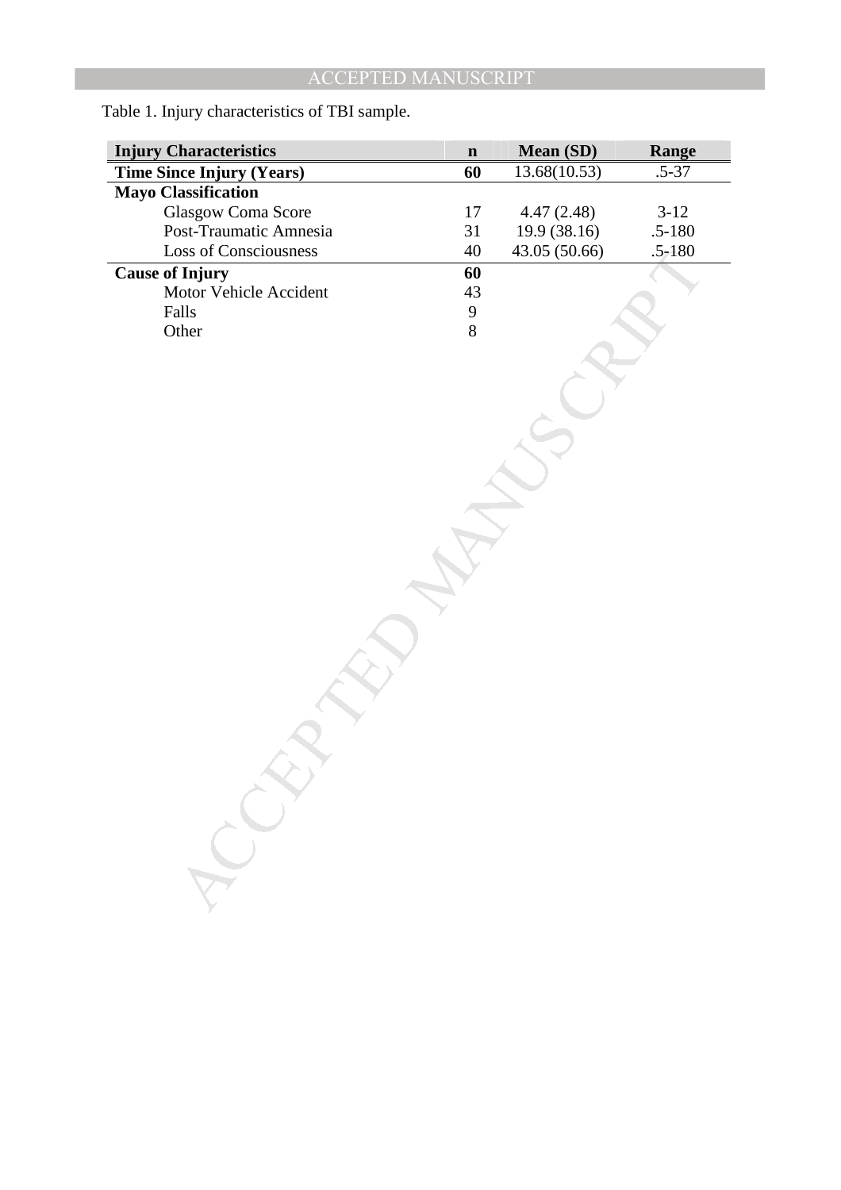Table 1. Injury characteristics of TBI sample.

| Injury Characteristics | n | Mean (SD) | Range |
|---|---|---|---|
| **Time Since Injury (Years)** | **60** | 13.68(10.53) | .5-37 |
| **Mayo Classification** | | | |
| Glasgow Coma Score | 17 | 4.47 (2.48) | 3-12 |
| Post-Traumatic Amnesia | 31 | 19.9 (38.16) | .5-180 |
| Loss of Consciousness | 40 | 43.05 (50.66) | .5-180 |
| **Cause of Injury** | **60** | | |
| Motor Vehicle Accident | 43 | | |
| Falls | 9 | | |
| Other | 8 | | |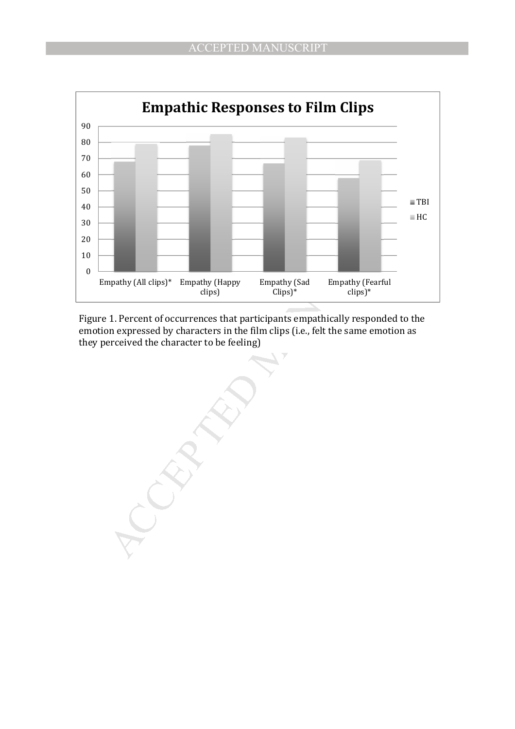Figure 1. Percent of occurrences that participants empathically responded to the emotion expressed by characters in the film clips (i.e., felt the same emotion as they perceived the character to be feeling)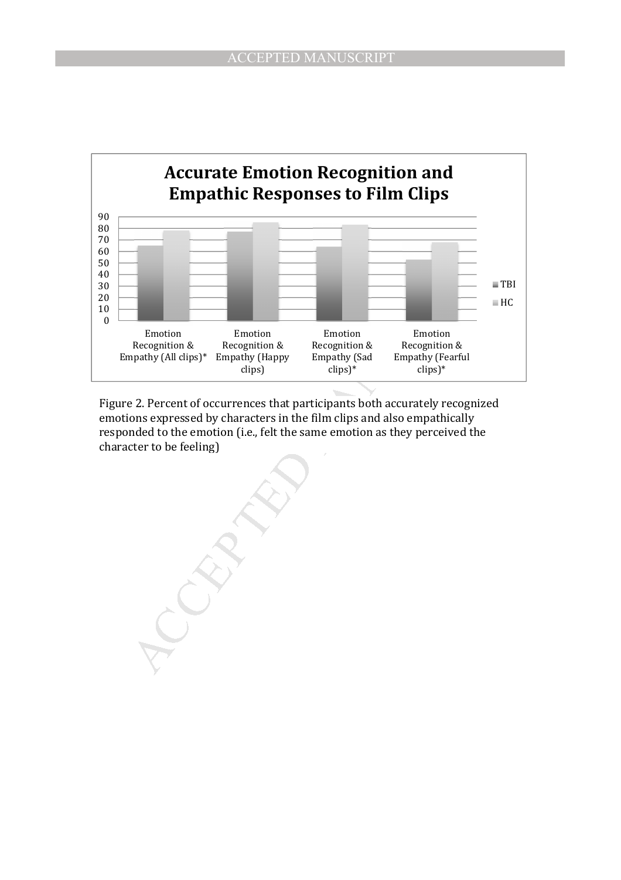Accurate Emotion Recognition and Empathic Responses to Film Clips

90
80
70
60
50
40
30
20
10
0

Emotion Recognition & Empathy (All clips)*
Emotion Recognition & Empathy (Happy clips)
Emotion Recognition & Empathy (Sad clips)*
Emotion Recognition & Empathy (Fearful clips)*

TBI
HC

Figure 2. Percent of occurrences that participants both accurately recognized emotions expressed by characters in the film clips and also empathically responded to the emotion (i.e., felt the same emotion as they perceived the character to be feeling)